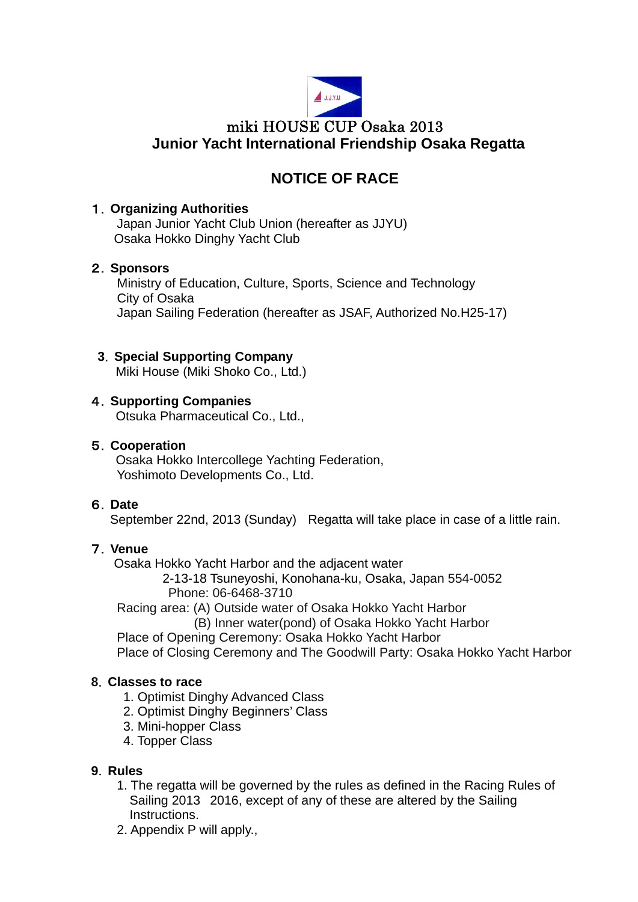# miki HOUSE CUP Osaka 2013
# Junior Yacht International Friendship Osaka Regatta

## NOTICE OF RACE

### １. Organizing Authorities

Japan Junior Yacht Club Union (hereafter as JJYU)
Osaka Hokko Dinghy Yacht Club

### ２. Sponsors

Ministry of Education, Culture, Sports, Science and Technology
City of Osaka
Japan Sailing Federation (hereafter as JSAF, Authorized No.H25-17)

### ３. Special Supporting Company

Miki House (Miki Shoko Co., Ltd.)

### ４. Supporting Companies

Otsuka Pharmaceutical Co., Ltd.,

### ５. Cooperation

Osaka Hokko Intercollege Yachting Federation,
Yoshimoto Developments Co., Ltd.

### ６. Date

September 22nd, 2013 (Sunday)　Regatta will take place in case of a little rain.

### ７. Venue

Osaka Hokko Yacht Harbor and the adjacent water
2-13-18 Tsuneyoshi, Konohana-ku, Osaka, Japan 554-0052
Phone: 06-6468-3710
Racing area: (A) Outside water of Osaka Hokko Yacht Harbor
(B) Inner water(pond) of Osaka Hokko Yacht Harbor
Place of Opening Ceremony: Osaka Hokko Yacht Harbor
Place of Closing Ceremony and The Goodwill Party: Osaka Hokko Yacht Harbor

### ８. Classes to race

1. Optimist Dinghy Advanced Class
2. Optimist Dinghy Beginners' Class
3. Mini-hopper Class
4. Topper Class

### ９. Rules

1. The regatta will be governed by the rules as defined in the Racing Rules of Sailing 2013　2016, except of any of these are altered by the Sailing Instructions.
2. Appendix P will apply.,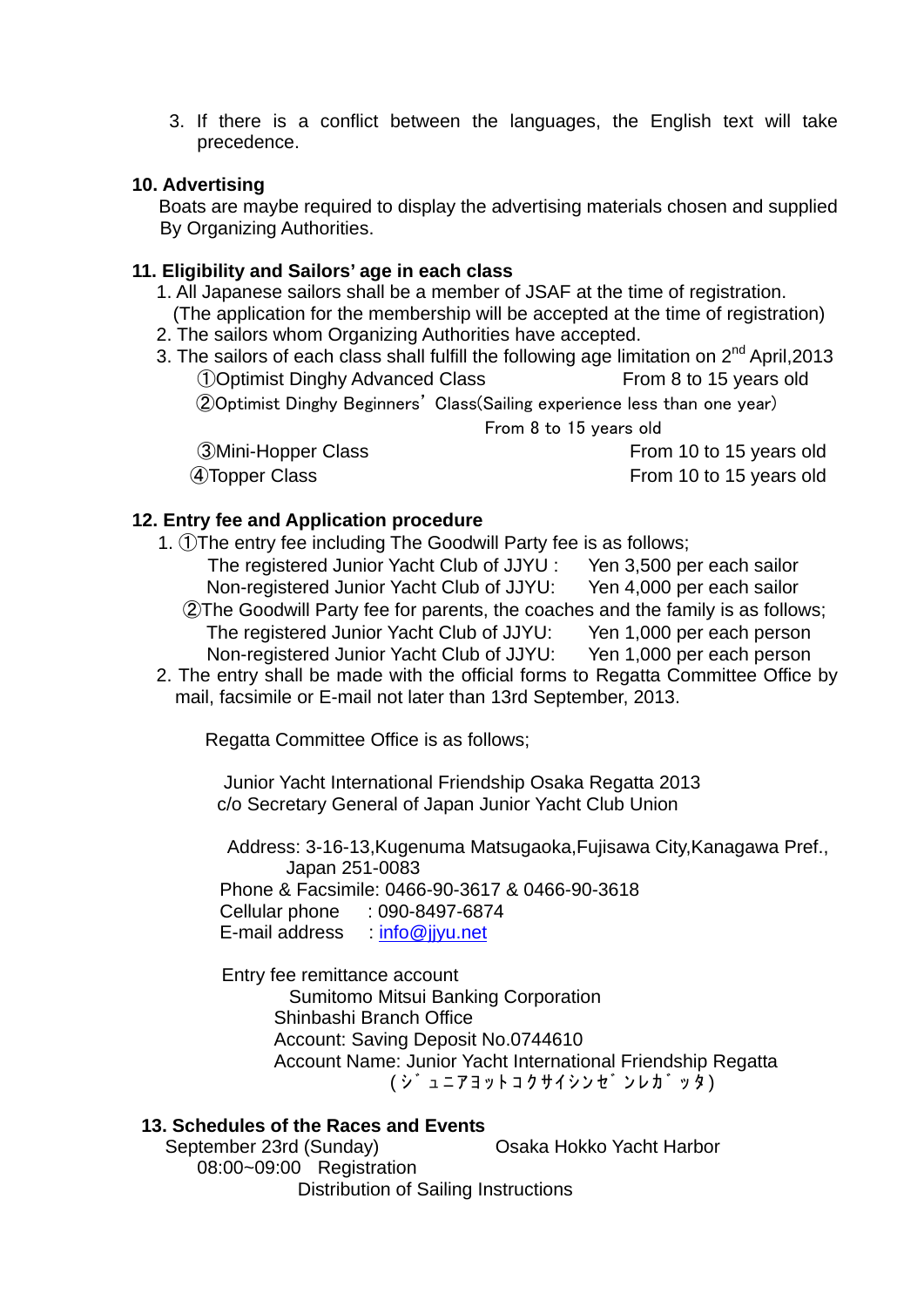3. If there is a conflict between the languages, the English text will take precedence.

**10. Advertising**

Boats are maybe required to display the advertising materials chosen and supplied By Organizing Authorities.

**11. Eligibility and Sailors' age in each class**

1. All Japanese sailors shall be a member of JSAF at the time of registration. (The application for the membership will be accepted at the time of registration)
2. The sailors whom Organizing Authorities have accepted.
3. The sailors of each class shall fulfill the following age limitation on 2nd April,2013
   - ①Optimist Dinghy Advanced Class From 8 to 15 years old
   - ②Optimist Dinghy Beginners' Class(Sailing experience less than one year) From 8 to 15 years old
   - ③Mini-Hopper Class From 10 to 15 years old
   - ④Topper Class From 10 to 15 years old

**12. Entry fee and Application procedure**

1. ①The entry fee including The Goodwill Party fee is as follows;
   - The registered Junior Yacht Club of JJYU : Yen 3,500 per each sailor
   - Non-registered Junior Yacht Club of JJYU: Yen 4,000 per each sailor

   ②The Goodwill Party fee for parents, the coaches and the family is as follows;
   - The registered Junior Yacht Club of JJYU: Yen 1,000 per each person
   - Non-registered Junior Yacht Club of JJYU: Yen 1,000 per each person
2. The entry shall be made with the official forms to Regatta Committee Office by mail, facsimile or E-mail not later than 13rd September, 2013.

Regatta Committee Office is as follows;

Junior Yacht International Friendship Osaka Regatta 2013
c/o Secretary General of Japan Junior Yacht Club Union

Address: 3-16-13,Kugenuma Matsugaoka,Fujisawa City,Kanagawa Pref., Japan 251-0083
Phone & Facsimile: 0466-90-3617 & 0466-90-3618
Cellular phone : 090-8497-6874
E-mail address : info@jjyu.net

Entry fee remittance account
Sumitomo Mitsui Banking Corporation
Shinbashi Branch Office
Account: Saving Deposit No.0744610
Account Name: Junior Yacht International Friendship Regatta
(ｼﾞｭﾆｱﾖｯﾄｺｸｻｲｼﾝｾﾞﾝﾚｶﾞｯﾀ)

**13. Schedules of the Races and Events**

September 23rd (Sunday) Osaka Hokko Yacht Harbor
08:00~09:00 Registration
Distribution of Sailing Instructions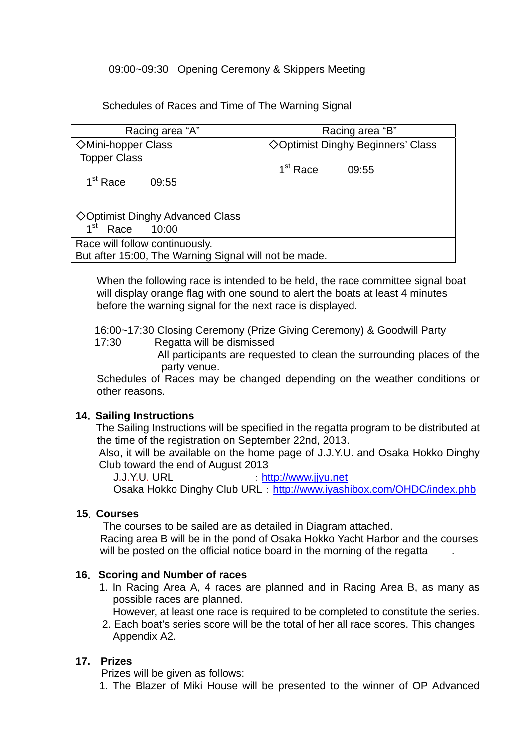09:00~09:30 Opening Ceremony & Skippers Meeting

Schedules of Races and Time of The Warning Signal

| Racing area "A" | Racing area "B" |
|---|---|
| ◇Mini-hopper Class<br>Topper Class<br><br>1st Race 09:55 | ◇Optimist Dinghy Beginners' Class<br><br>1st Race 09:55 |
| | |
| ◇Optimist Dinghy Advanced Class<br>1st Race 10:00 | |
| Race will follow continuously.<br>But after 15:00, The Warning Signal will not be made. | |

When the following race is intended to be held, the race committee signal boat will display orange flag with one sound to alert the boats at least 4 minutes before the warning signal for the next race is displayed.

16:00~17:30 Closing Ceremony (Prize Giving Ceremony) & Goodwill Party
17:30 Regatta will be dismissed
All participants are requested to clean the surrounding places of the party venue.
Schedules of Races may be changed depending on the weather conditions or other reasons.

**14. Sailing Instructions**

The Sailing Instructions will be specified in the regatta program to be distributed at the time of the registration on September 22nd, 2013.
Also, it will be available on the home page of J.J.Y.U. and Osaka Hokko Dinghy Club toward the end of August 2013
J.J.Y.U. URL ：http://www.jjyu.net
Osaka Hokko Dinghy Club URL：http://www.iyashibox.com/OHDC/index.phb

**15. Courses**

The courses to be sailed are as detailed in Diagram attached.
Racing area B will be in the pond of Osaka Hokko Yacht Harbor and the courses will be posted on the official notice board in the morning of the regatta.

**16. Scoring and Number of races**

1. In Racing Area A, 4 races are planned and in Racing Area B, as many as possible races are planned.
   However, at least one race is required to be completed to constitute the series.
2. Each boat's series score will be the total of her all race scores. This changes Appendix A2.

**17. Prizes**

Prizes will be given as follows:

1. The Blazer of Miki House will be presented to the winner of OP Advanced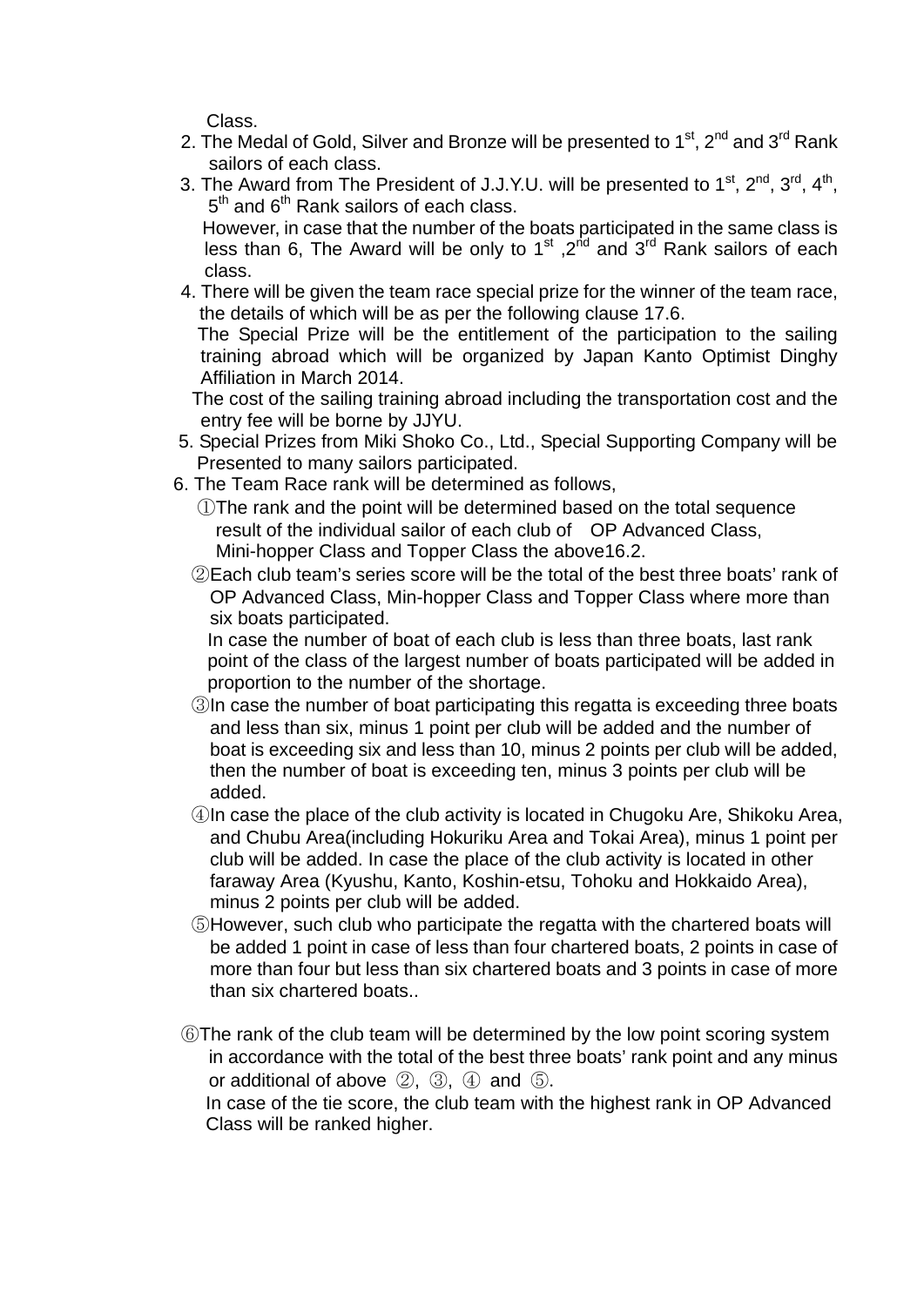Class.

2. The Medal of Gold, Silver and Bronze will be presented to 1st, 2nd and 3rd Rank sailors of each class.
3. The Award from The President of J.J.Y.U. will be presented to 1st, 2nd, 3rd, 4th, 5th and 6th Rank sailors of each class.

   However, in case that the number of the boats participated in the same class is less than 6, The Award will be only to 1st ,2nd and 3rd Rank sailors of each class.
4. There will be given the team race special prize for the winner of the team race, the details of which will be as per the following clause 17.6.

   The Special Prize will be the entitlement of the participation to the sailing training abroad which will be organized by Japan Kanto Optimist Dinghy Affiliation in March 2014.

   The cost of the sailing training abroad including the transportation cost and the entry fee will be borne by JJYU.
5. Special Prizes from Miki Shoko Co., Ltd., Special Supporting Company will be Presented to many sailors participated.
6. The Team Race rank will be determined as follows,

   ①The rank and the point will be determined based on the total sequence result of the individual sailor of each club of OP Advanced Class, Mini-hopper Class and Topper Class the above16.2.

   ②Each club team's series score will be the total of the best three boats' rank of OP Advanced Class, Min-hopper Class and Topper Class where more than six boats participated.

   In case the number of boat of each club is less than three boats, last rank point of the class of the largest number of boats participated will be added in proportion to the number of the shortage.

   ③In case the number of boat participating this regatta is exceeding three boats and less than six, minus 1 point per club will be added and the number of boat is exceeding six and less than 10, minus 2 points per club will be added, then the number of boat is exceeding ten, minus 3 points per club will be added.

   ④In case the place of the club activity is located in Chugoku Are, Shikoku Area, and Chubu Area(including Hokuriku Area and Tokai Area), minus 1 point per club will be added. In case the place of the club activity is located in other faraway Area (Kyushu, Kanto, Koshin-etsu, Tohoku and Hokkaido Area), minus 2 points per club will be added.

   ⑤However, such club who participate the regatta with the chartered boats will be added 1 point in case of less than four chartered boats, 2 points in case of more than four but less than six chartered boats and 3 points in case of more than six chartered boats..

   ⑥The rank of the club team will be determined by the low point scoring system in accordance with the total of the best three boats' rank point and any minus or additional of above ②, ③, ④ and ⑤.

   In case of the tie score, the club team with the highest rank in OP Advanced Class will be ranked higher.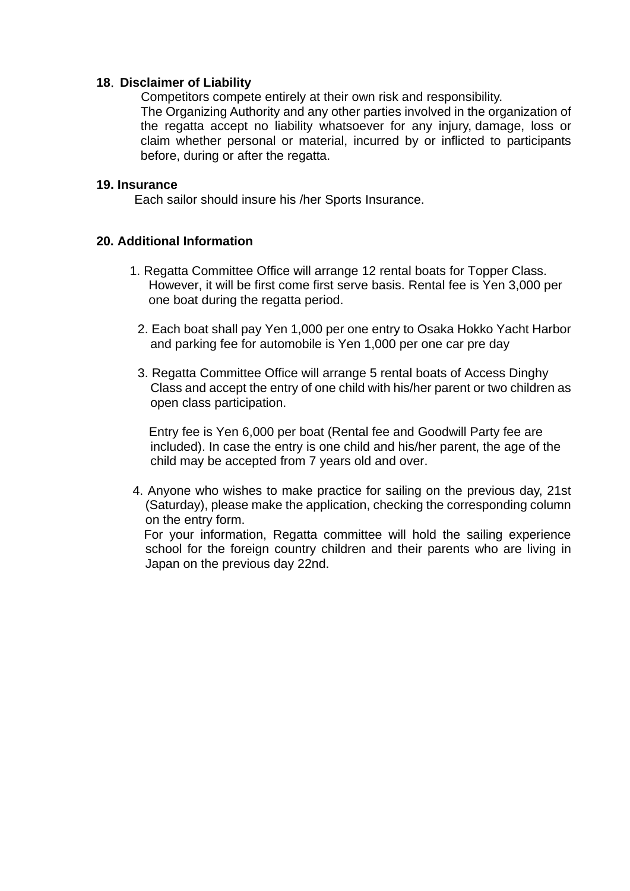**18. Disclaimer of Liability**

Competitors compete entirely at their own risk and responsibility.
The Organizing Authority and any other parties involved in the organization of the regatta accept no liability whatsoever for any injury, damage, loss or claim whether personal or material, incurred by or inflicted to participants before, during or after the regatta.

**19. Insurance**

Each sailor should insure his /her Sports Insurance.

**20. Additional Information**

1. Regatta Committee Office will arrange 12 rental boats for Topper Class. However, it will be first come first serve basis. Rental fee is Yen 3,000 per one boat during the regatta period.

2. Each boat shall pay Yen 1,000 per one entry to Osaka Hokko Yacht Harbor and parking fee for automobile is Yen 1,000 per one car pre day

3. Regatta Committee Office will arrange 5 rental boats of Access Dinghy Class and accept the entry of one child with his/her parent or two children as open class participation.

   Entry fee is Yen 6,000 per boat (Rental fee and Goodwill Party fee are included). In case the entry is one child and his/her parent, the age of the child may be accepted from 7 years old and over.

4. Anyone who wishes to make practice for sailing on the previous day, 21st (Saturday), please make the application, checking the corresponding column on the entry form.
   For your information, Regatta committee will hold the sailing experience school for the foreign country children and their parents who are living in Japan on the previous day 22nd.